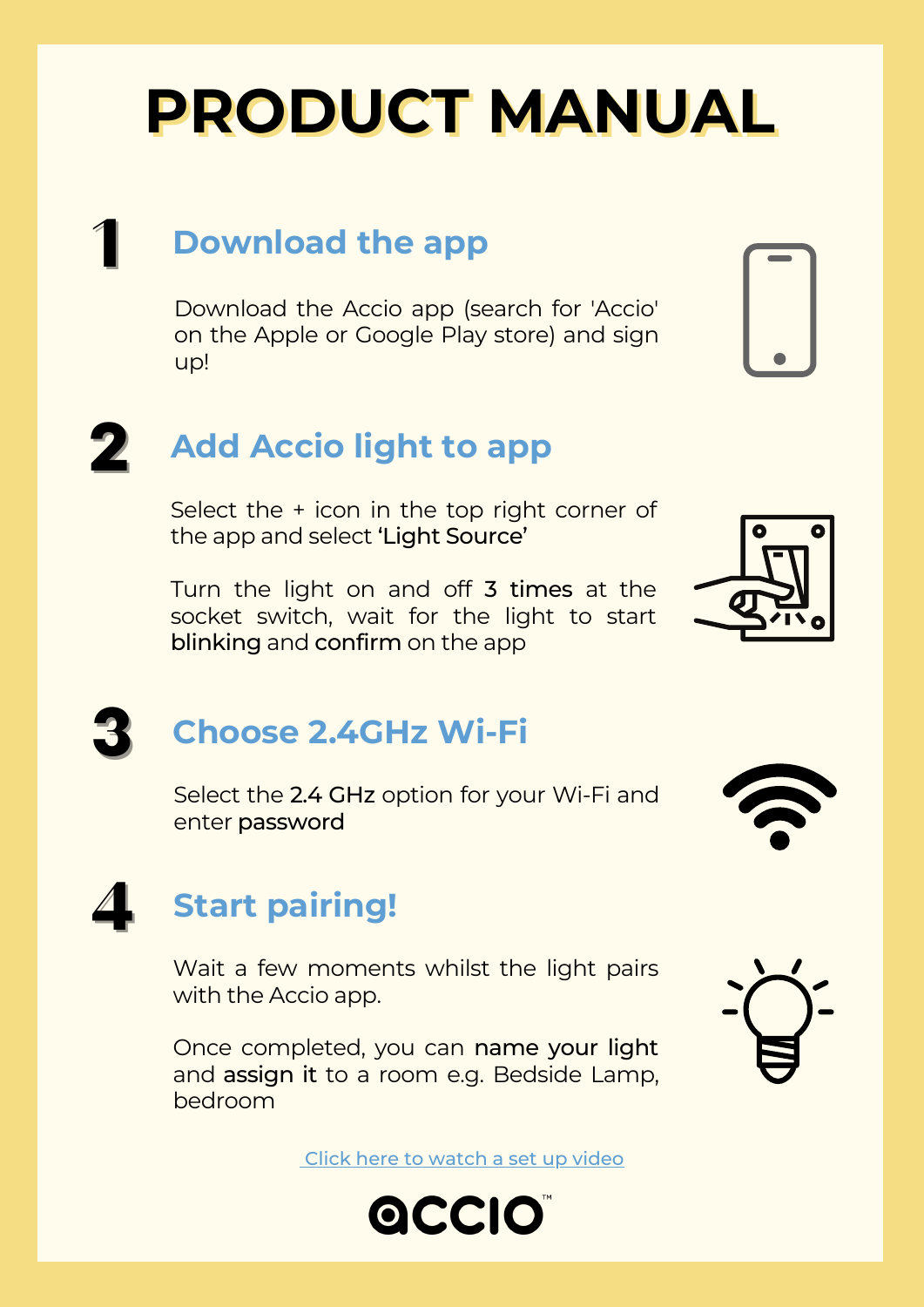# PRODUCT MANUAL

## 1 Download the app

Download the Accio app (search for 'Accio' on the Apple or Google Play store) and sign up!

## 2 Add Accio light to app

Select the + icon in the top right corner of the app and select **'Light Source'**

Turn the light on and off **3 times** at the socket switch, wait for the light to start **blinking** and **confirm** on the app

## 3 Choose 2.4GHz Wi-Fi

Select the **2.4 GHz** option for your Wi-Fi and enter **password**

## 4 Start pairing!

Wait a few moments whilst the light pairs with the Accio app.

Once completed, you can **name your light** and **assign it** to a room e.g. Bedside Lamp, bedroom

[Click here to watch a set up video]

accio™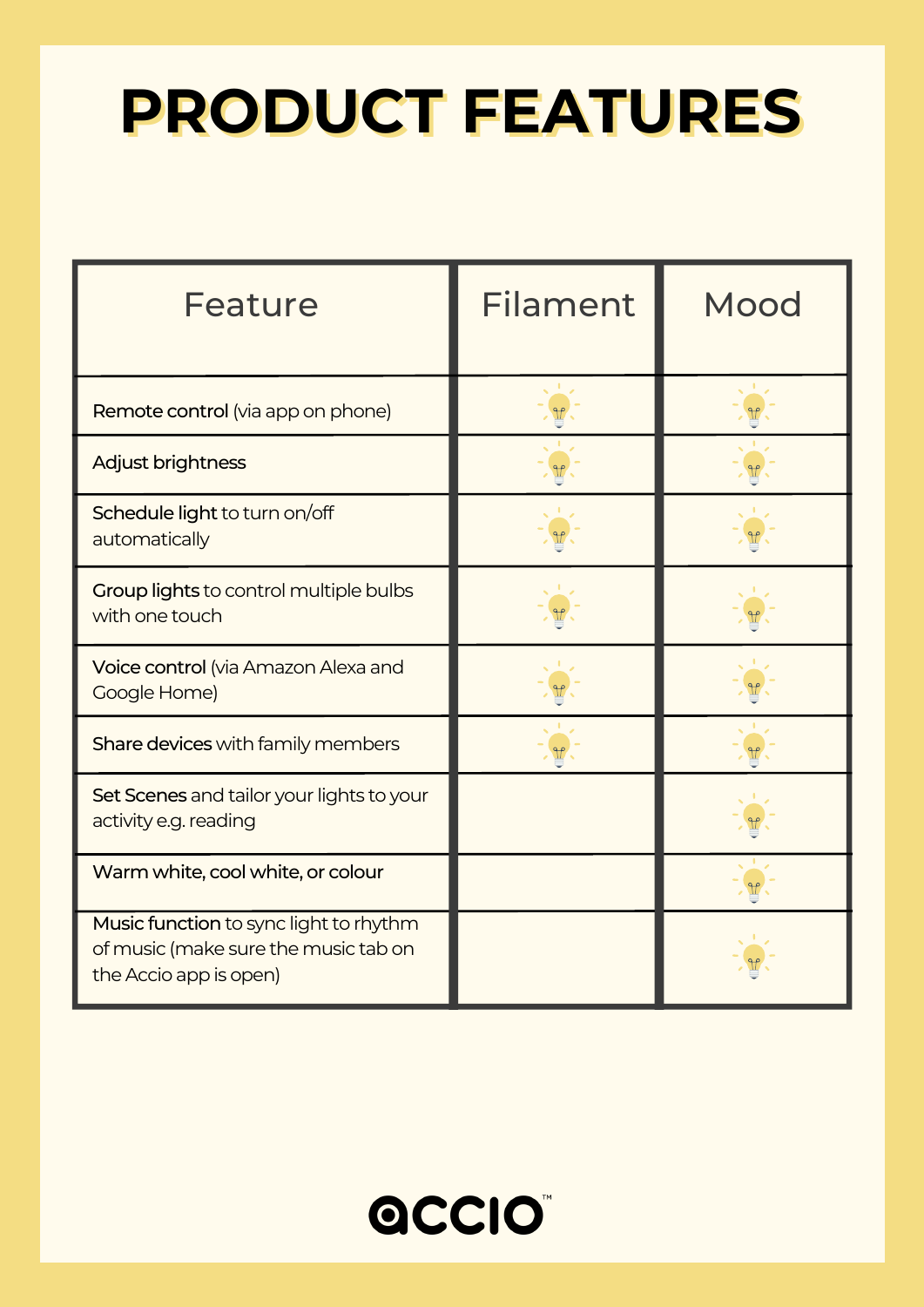# PRODUCT FEATURES

| Feature | Filament | Mood |
|---|---|---|
| **Remote control** (via app on phone) | 💡 | 💡 |
| **Adjust brightness** | 💡 | 💡 |
| **Schedule light** to turn on/off automatically | 💡 | 💡 |
| **Group lights** to control multiple bulbs with one touch | 💡 | 💡 |
| **Voice control** (via Amazon Alexa and Google Home) | 💡 | 💡 |
| **Share devices** with family members | 💡 | 💡 |
| **Set Scenes** and tailor your lights to your activity e.g. reading | | 💡 |
| **Warm white, cool white, or colour** | | 💡 |
| **Music function** to sync light to rhythm of music (make sure the music tab on the Accio app is open) | | 💡 |

accio™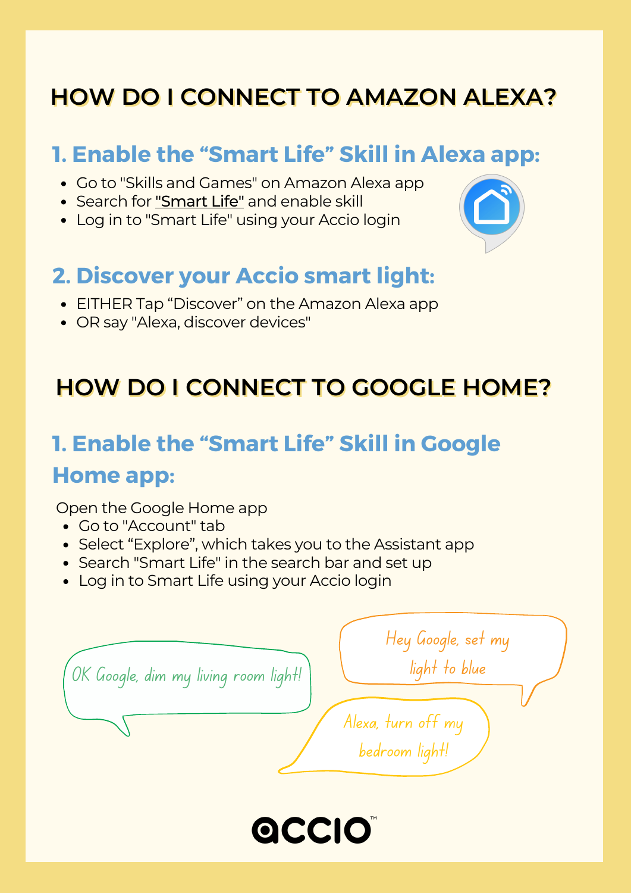# HOW DO I CONNECT TO AMAZON ALEXA?

## 1. Enable the “Smart Life” Skill in Alexa app:

- Go to "Skills and Games" on Amazon Alexa app
- Search for "Smart Life" and enable skill
- Log in to "Smart Life" using your Accio login

## 2. Discover your Accio smart light:

- EITHER Tap “Discover” on the Amazon Alexa app
- OR say "Alexa, discover devices"

# HOW DO I CONNECT TO GOOGLE HOME?

## 1. Enable the “Smart Life” Skill in Google Home app:

Open the Google Home app

- Go to "Account" tab
- Select “Explore”, which takes you to the Assistant app
- Search "Smart Life" in the search bar and set up
- Log in to Smart Life using your Accio login

*Hey Google, set my light to blue*

*OK Google, dim my living room light!*

*Alexa, turn off my bedroom light!*

accio™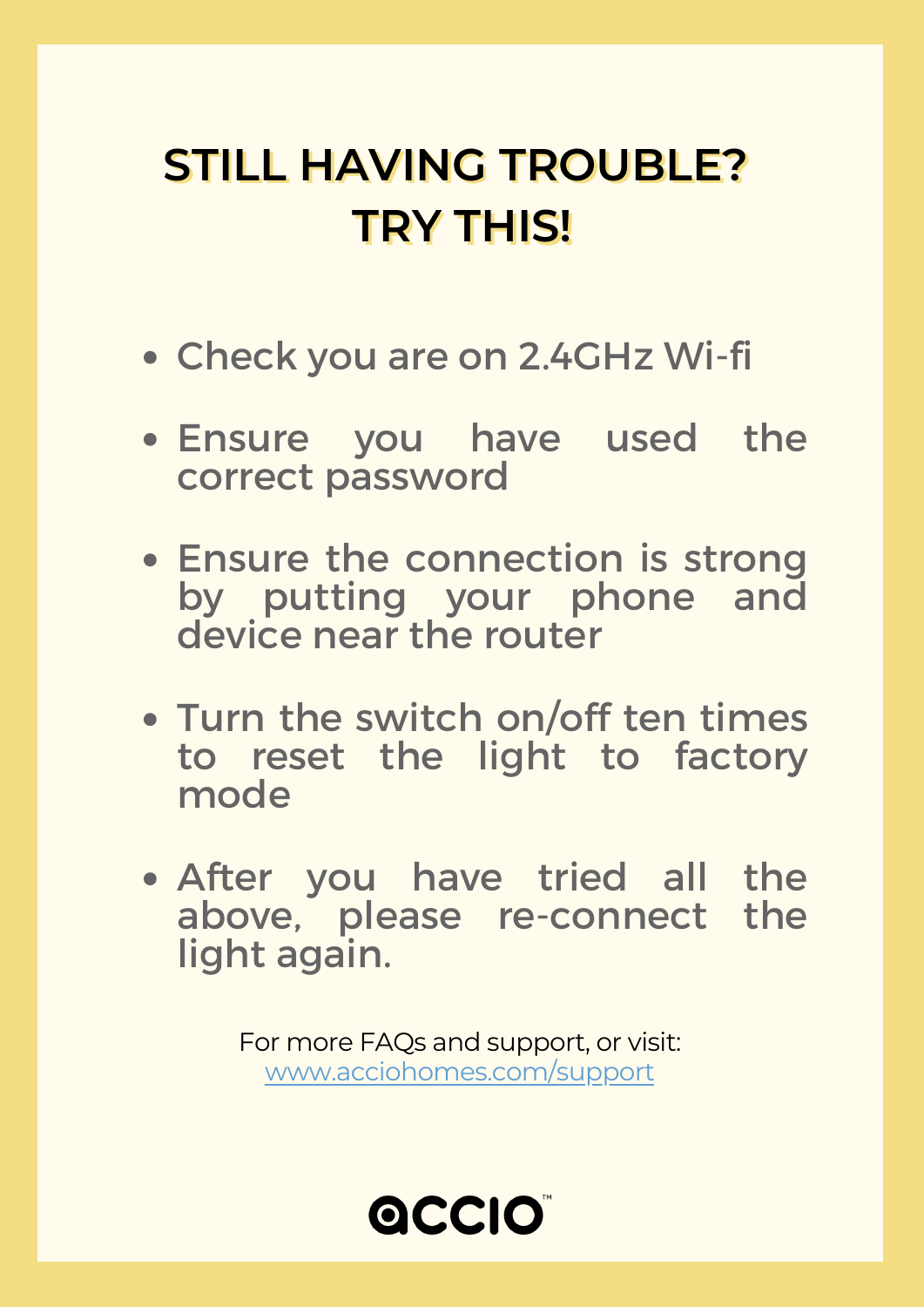# STILL HAVING TROUBLE? TRY THIS!

- Check you are on 2.4GHz Wi-fi
- Ensure you have used the correct password
- Ensure the connection is strong by putting your phone and device near the router
- Turn the switch on/off ten times to reset the light to factory mode
- After you have tried all the above, please re-connect the light again.

For more FAQs and support, or visit:
www.acciohomes.com/support

accio™